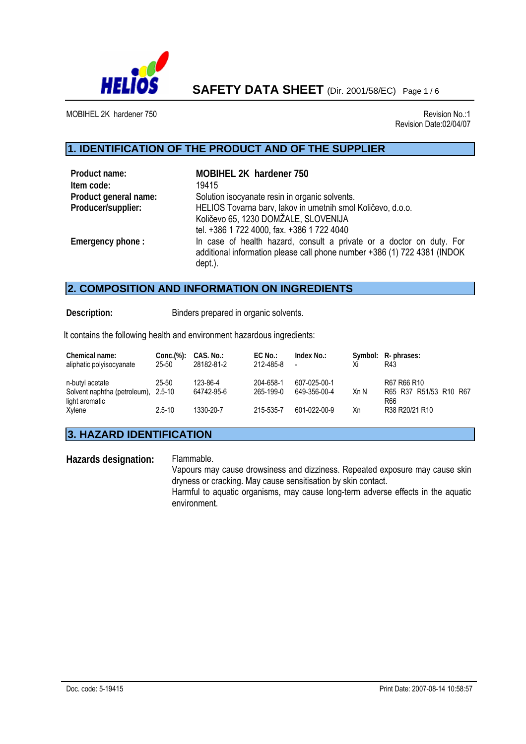# SAFETY DATA SHEET (Dir. 2001/58/EC)

MOBIHEL 2K hardener 750

Revision No.:1
Revision Date:02/04/07

## 1. IDENTIFICATION OF THE PRODUCT AND OF THE SUPPLIER

| | |
|---|---|
| **Product name:** | **MOBIHEL 2K hardener 750** |
| **Item code:** | 19415 |
| **Product general name:** | Solution isocyanate resin in organic solvents. |
| **Producer/supplier:** | HELIOS Tovarna barv, lakov in umetnih smol Količevo, d.o.o.<br>Količevo 65, 1230 DOMŽALE, SLOVENIJA<br>tel. +386 1 722 4000, fax. +386 1 722 4040 |
| **Emergency phone :** | In case of health hazard, consult a private or a doctor on duty. For additional information please call phone number +386 (1) 722 4381 (INDOK dept.). |

## 2. COMPOSITION AND INFORMATION ON INGREDIENTS

**Description:** Binders prepared in organic solvents.

It contains the following health and environment hazardous ingredients:

| Chemical name: | Conc.(%): | CAS. No.: | EC No.: | Index No.: | Symbol: | R- phrases: |
|---|---|---|---|---|---|---|
| aliphatic polyisocyanate | 25-50 | 28182-81-2 | 212-485-8 | - | Xi | R43 |
| n-butyl acetate | 25-50 | 123-86-4 | 204-658-1 | 607-025-00-1 | | R67 R66 R10 |
| Solvent naphtha (petroleum), light aromatic | 2.5-10 | 64742-95-6 | 265-199-0 | 649-356-00-4 | Xn N | R65 R37 R51/53 R10 R67 R66 |
| Xylene | 2.5-10 | 1330-20-7 | 215-535-7 | 601-022-00-9 | Xn | R38 R20/21 R10 |

## 3. HAZARD IDENTIFICATION

**Hazards designation:** Flammable.
Vapours may cause drowsiness and dizziness. Repeated exposure may cause skin dryness or cracking. May cause sensitisation by skin contact.
Harmful to aquatic organisms, may cause long-term adverse effects in the aquatic environment.

Doc. code: 5-19415

Print Date: 2007-08-14 10:58:57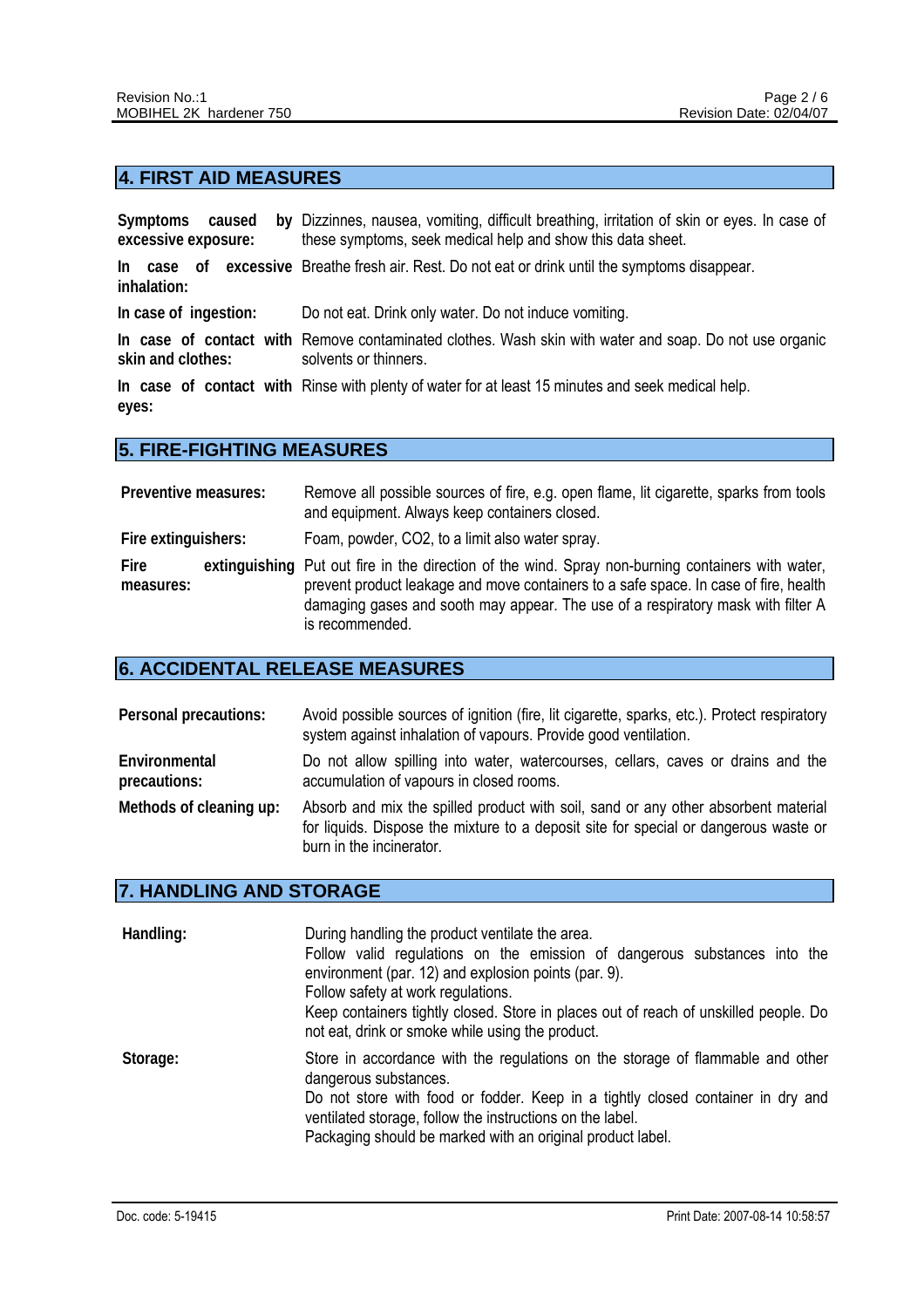## 4. FIRST AID MEASURES

**Symptoms caused by excessive exposure:** Dizzinnes, nausea, vomiting, difficult breathing, irritation of skin or eyes. In case of these symptoms, seek medical help and show this data sheet.

**In case of excessive inhalation:** Breathe fresh air. Rest. Do not eat or drink until the symptoms disappear.

**In case of ingestion:** Do not eat. Drink only water. Do not induce vomiting.

**In case of contact with skin and clothes:** Remove contaminated clothes. Wash skin with water and soap. Do not use organic solvents or thinners.

**In case of contact with eyes:** Rinse with plenty of water for at least 15 minutes and seek medical help.

## 5. FIRE-FIGHTING MEASURES

**Preventive measures:** Remove all possible sources of fire, e.g. open flame, lit cigarette, sparks from tools and equipment. Always keep containers closed.

**Fire extinguishers:** Foam, powder, $CO_2$, to a limit also water spray.

**Fire extinguishing measures:** Put out fire in the direction of the wind. Spray non-burning containers with water, prevent product leakage and move containers to a safe space. In case of fire, health damaging gases and sooth may appear. The use of a respiratory mask with filter A is recommended.

## 6. ACCIDENTAL RELEASE MEASURES

**Personal precautions:** Avoid possible sources of ignition (fire, lit cigarette, sparks, etc.). Protect respiratory system against inhalation of vapours. Provide good ventilation.

**Environmental precautions:** Do not allow spilling into water, watercourses, cellars, caves or drains and the accumulation of vapours in closed rooms.

**Methods of cleaning up:** Absorb and mix the spilled product with soil, sand or any other absorbent material for liquids. Dispose the mixture to a deposit site for special or dangerous waste or burn in the incinerator.

## 7. HANDLING AND STORAGE

**Handling:** During handling the product ventilate the area.
Follow valid regulations on the emission of dangerous substances into the environment (par. 12) and explosion points (par. 9).
Follow safety at work regulations.
Keep containers tightly closed. Store in places out of reach of unskilled people. Do not eat, drink or smoke while using the product.

**Storage:** Store in accordance with the regulations on the storage of flammable and other dangerous substances.
Do not store with food or fodder. Keep in a tightly closed container in dry and ventilated storage, follow the instructions on the label.
Packaging should be marked with an original product label.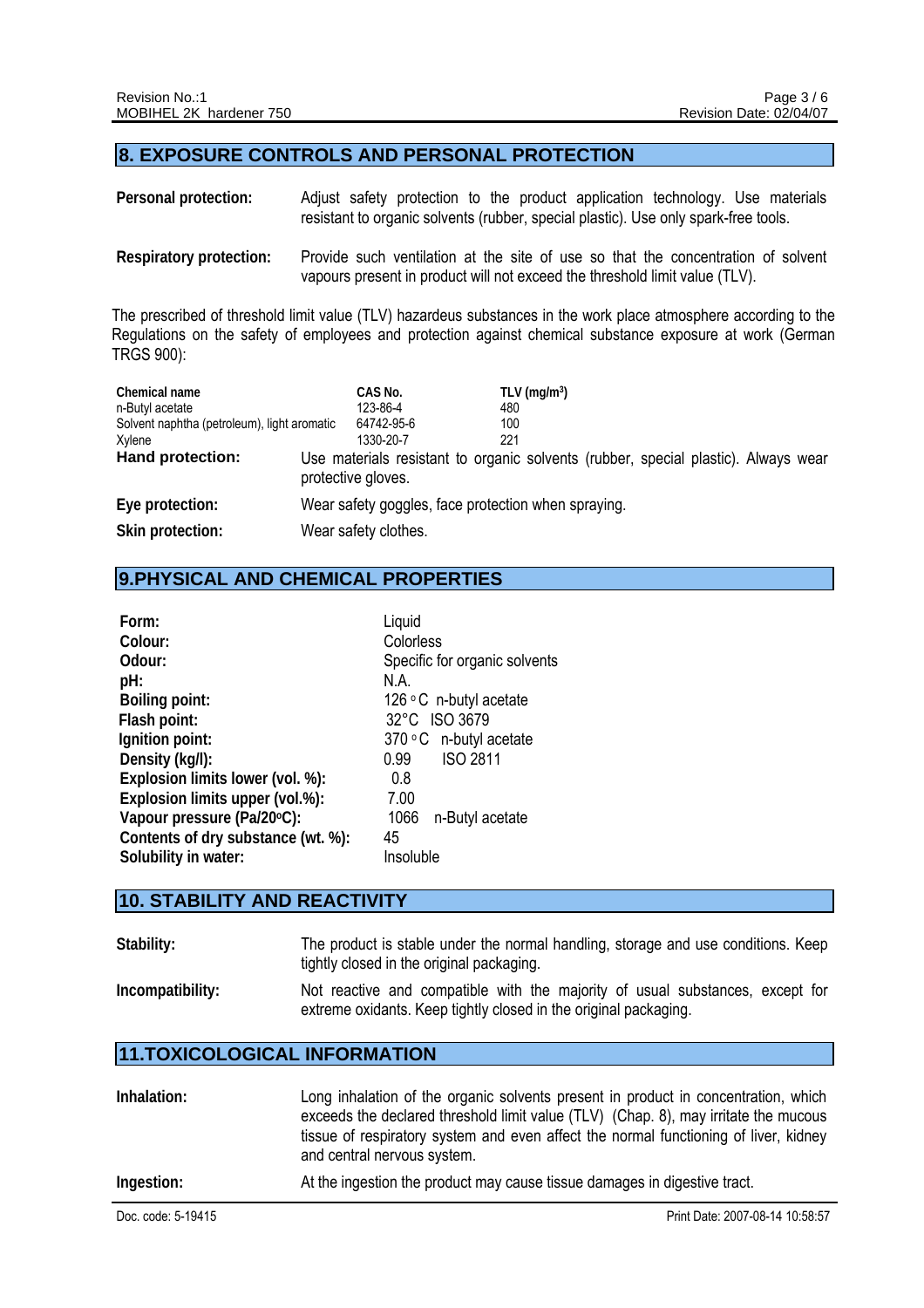## 8. EXPOSURE CONTROLS AND PERSONAL PROTECTION

**Personal protection:** Adjust safety protection to the product application technology. Use materials resistant to organic solvents (rubber, special plastic). Use only spark-free tools.

**Respiratory protection:** Provide such ventilation at the site of use so that the concentration of solvent vapours present in product will not exceed the threshold limit value (TLV).

The prescribed of threshold limit value (TLV) hazardeus substances in the work place atmosphere according to the Regulations on the safety of employees and protection against chemical substance exposure at work (German TRGS 900):

| Chemical name | CAS No. | TLV ($mg/m^3$) |
|---|---|---|
| n-Butyl acetate | 123-86-4 | 480 |
| Solvent naphtha (petroleum), light aromatic | 64742-95-6 | 100 |
| Xylene | 1330-20-7 | 221 |

**Hand protection:** Use materials resistant to organic solvents (rubber, special plastic). Always wear protective gloves.

**Eye protection:** Wear safety goggles, face protection when spraying.

**Skin protection:** Wear safety clothes.

## 9.PHYSICAL AND CHEMICAL PROPERTIES

| | |
|---|---|
| **Form:** | Liquid |
| **Colour:** | Colorless |
| **Odour:** | Specific for organic solvents |
| **pH:** | N.A. |
| **Boiling point:** | 126 °C n-butyl acetate |
| **Flash point:** | 32°C ISO 3679 |
| **Ignition point:** | 370 °C n-butyl acetate |
| **Density (kg/l):** | 0.99 ISO 2811 |
| **Explosion limits lower (vol. %):** | 0.8 |
| **Explosion limits upper (vol.%):** | 7.00 |
| **Vapour pressure (Pa/20°C):** | 1066 n-Butyl acetate |
| **Contents of dry substance (wt. %):** | 45 |
| **Solubility in water:** | Insoluble |

## 10. STABILITY AND REACTIVITY

**Stability:** The product is stable under the normal handling, storage and use conditions. Keep tightly closed in the original packaging.

**Incompatibility:** Not reactive and compatible with the majority of usual substances, except for extreme oxidants. Keep tightly closed in the original packaging.

## 11.TOXICOLOGICAL INFORMATION

**Inhalation:** Long inhalation of the organic solvents present in product in concentration, which exceeds the declared threshold limit value (TLV) (Chap. 8), may irritate the mucous tissue of respiratory system and even affect the normal functioning of liver, kidney and central nervous system.

**Ingestion:** At the ingestion the product may cause tissue damages in digestive tract.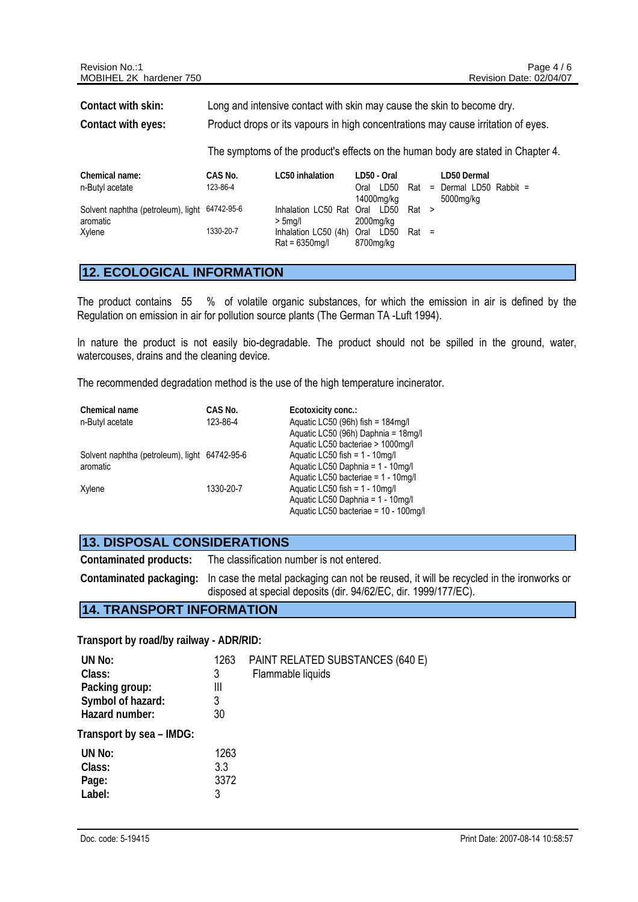**Contact with skin:** Long and intensive contact with skin may cause the skin to become dry.

**Contact with eyes:** Product drops or its vapours in high concentrations may cause irritation of eyes.

The symptoms of the product's effects on the human body are stated in Chapter 4.

| Chemical name: | CAS No. | LC50 inhalation | LD50 - Oral | LD50 Dermal |
|---|---|---|---|---|
| n-Butyl acetate | 123-86-4 | | Oral LD50 Rat = 14000mg/kg | Dermal LD50 Rabbit = 5000mg/kg |
| Solvent naphtha (petroleum), light aromatic | 64742-95-6 | Inhalation LC50 Rat > 5mg/l | Oral LD50 Rat > 2000mg/kg | |
| Xylene | 1330-20-7 | Inhalation LC50 (4h) Rat = 6350mg/l | Oral LD50 Rat = 8700mg/kg | |

## 12. ECOLOGICAL INFORMATION

The product contains 55 % of volatile organic substances, for which the emission in air is defined by the Regulation on emission in air for pollution source plants (The German TA -Luft 1994).

In nature the product is not easily bio-degradable. The product should not be spilled in the ground, water, watercouses, drains and the cleaning device.

The recommended degradation method is the use of the high temperature incinerator.

| Chemical name | CAS No. | Ecotoxicity conc.: |
|---|---|---|
| n-Butyl acetate | 123-86-4 | Aquatic LC50 (96h) fish = 184mg/l<br>Aquatic LC50 (96h) Daphnia = 18mg/l<br>Aquatic LC50 bacteriae > 1000mg/l |
| Solvent naphtha (petroleum), light aromatic | 64742-95-6 | Aquatic LC50 fish = 1 - 10mg/l<br>Aquatic LC50 Daphnia = 1 - 10mg/l<br>Aquatic LC50 bacteriae = 1 - 10mg/l |
| Xylene | 1330-20-7 | Aquatic LC50 fish = 1 - 10mg/l<br>Aquatic LC50 Daphnia = 1 - 10mg/l<br>Aquatic LC50 bacteriae = 10 - 100mg/l |

## 13. DISPOSAL CONSIDERATIONS

**Contaminated products:** The classification number is not entered.

**Contaminated packaging:** In case the metal packaging can not be reused, it will be recycled in the ironworks or disposed at special deposits (dir. 94/62/EC, dir. 1999/177/EC).

## 14. TRANSPORT INFORMATION

**Transport by road/by railway - ADR/RID:**

| | | |
|---|---|---|
| **UN No:** | 1263 | PAINT RELATED SUBSTANCES (640 E) |
| **Class:** | 3 | Flammable liquids |
| **Packing group:** | III | |
| **Symbol of hazard:** | 3 | |
| **Hazard number:** | 30 | |

**Transport by sea – IMDG:**

| | |
|---|---|
| **UN No:** | 1263 |
| **Class:** | 3.3 |
| **Page:** | 3372 |
| **Label:** | 3 |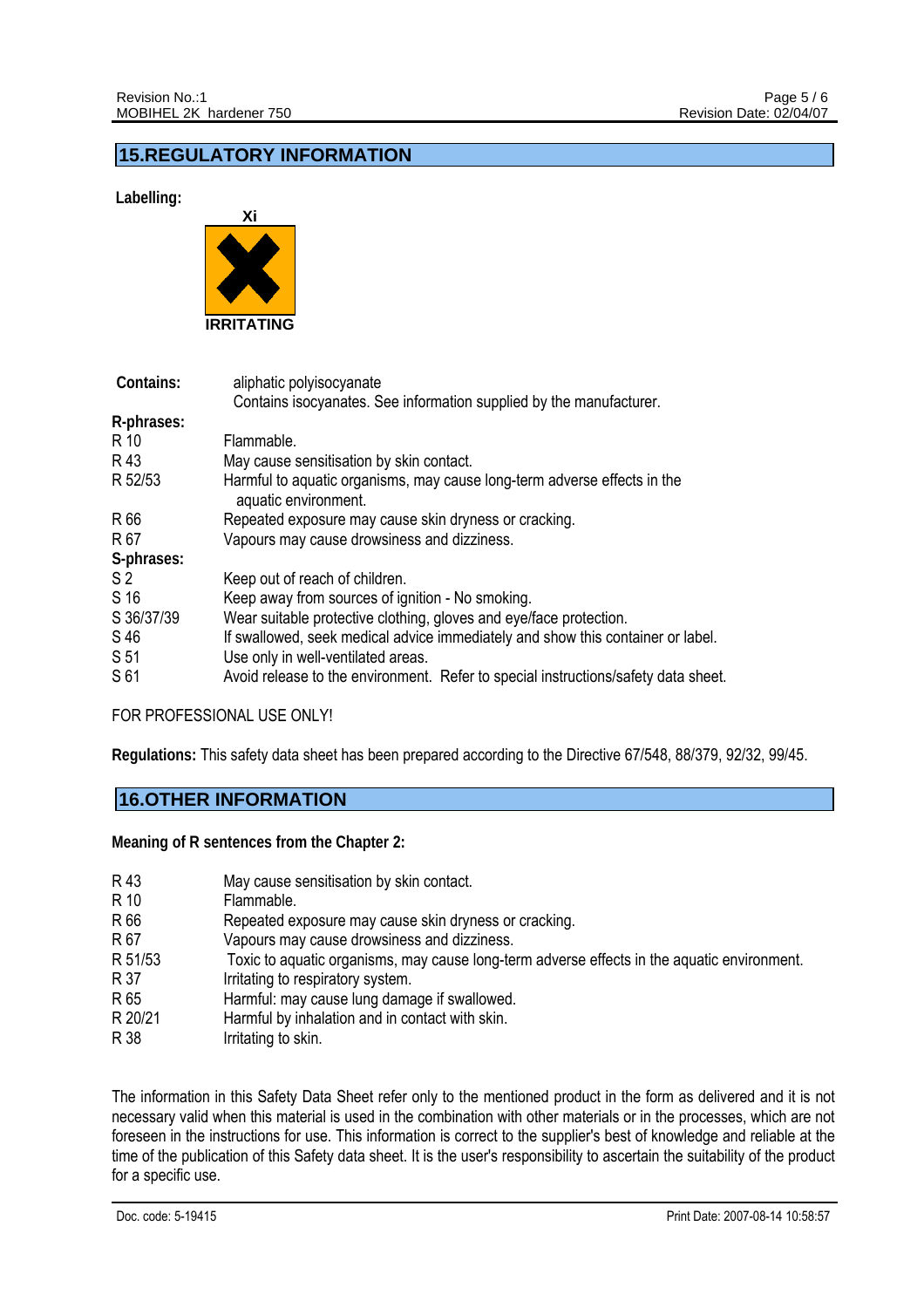## 15.REGULATORY INFORMATION

**Labelling:**

Xi

IRRITATING

**Contains:** aliphatic polyisocyanate
Contains isocyanates. See information supplied by the manufacturer.

**R-phrases:**

| | |
|---|---|
| R 10 | Flammable. |
| R 43 | May cause sensitisation by skin contact. |
| R 52/53 | Harmful to aquatic organisms, may cause long-term adverse effects in the aquatic environment. |
| R 66 | Repeated exposure may cause skin dryness or cracking. |
| R 67 | Vapours may cause drowsiness and dizziness. |

**S-phrases:**

| | |
|---|---|
| S 2 | Keep out of reach of children. |
| S 16 | Keep away from sources of ignition - No smoking. |
| S 36/37/39 | Wear suitable protective clothing, gloves and eye/face protection. |
| S 46 | If swallowed, seek medical advice immediately and show this container or label. |
| S 51 | Use only in well-ventilated areas. |
| S 61 | Avoid release to the environment. Refer to special instructions/safety data sheet. |

FOR PROFESSIONAL USE ONLY!

**Regulations:** This safety data sheet has been prepared according to the Directive 67/548, 88/379, 92/32, 99/45.

## 16.OTHER INFORMATION

**Meaning of R sentences from the Chapter 2:**

| | |
|---|---|
| R 43 | May cause sensitisation by skin contact. |
| R 10 | Flammable. |
| R 66 | Repeated exposure may cause skin dryness or cracking. |
| R 67 | Vapours may cause drowsiness and dizziness. |
| R 51/53 | Toxic to aquatic organisms, may cause long-term adverse effects in the aquatic environment. |
| R 37 | Irritating to respiratory system. |
| R 65 | Harmful: may cause lung damage if swallowed. |
| R 20/21 | Harmful by inhalation and in contact with skin. |
| R 38 | Irritating to skin. |

The information in this Safety Data Sheet refer only to the mentioned product in the form as delivered and it is not necessary valid when this material is used in the combination with other materials or in the processes, which are not foreseen in the instructions for use. This information is correct to the supplier's best of knowledge and reliable at the time of the publication of this Safety data sheet. It is the user's responsibility to ascertain the suitability of the product for a specific use.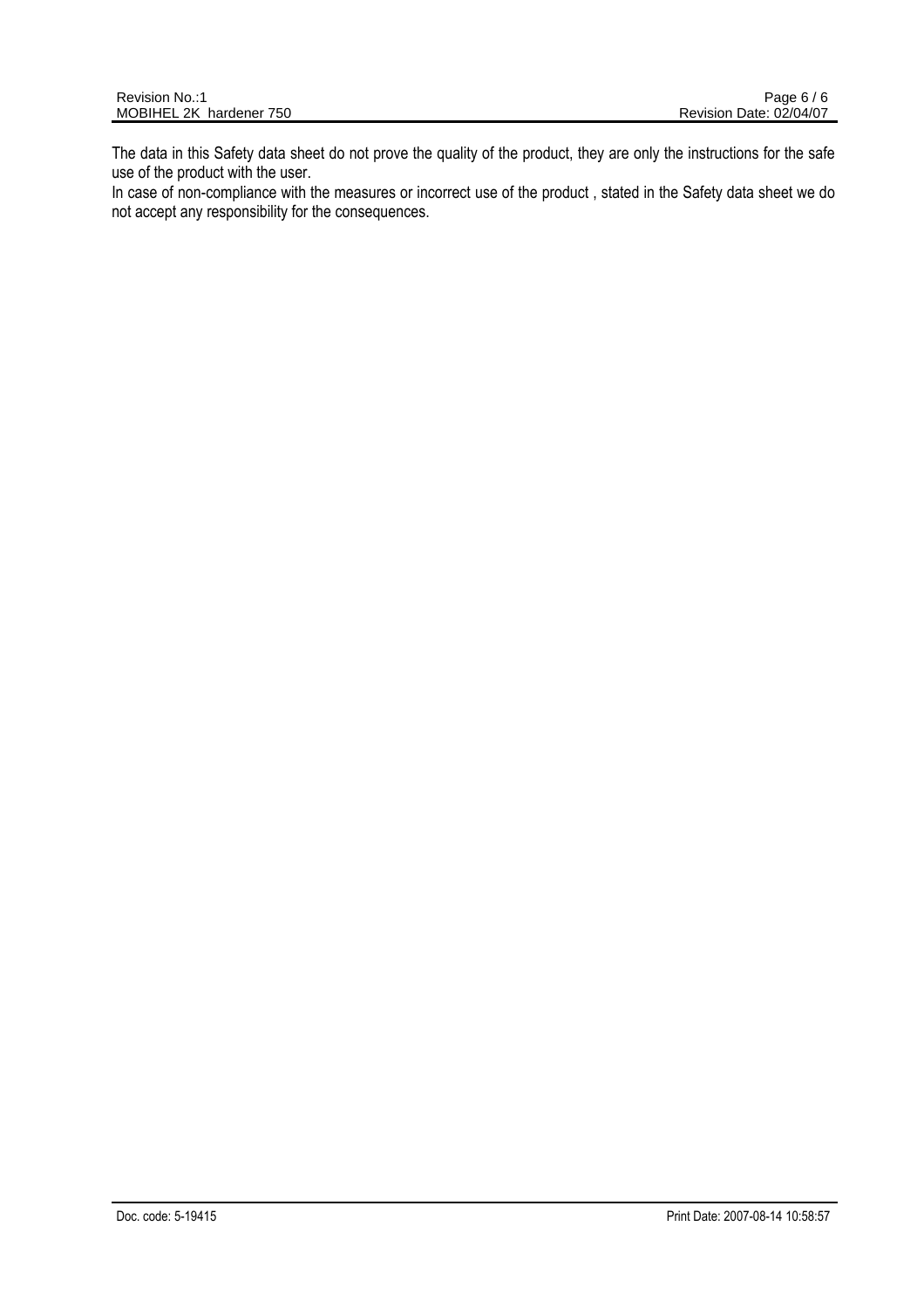The data in this Safety data sheet do not prove the quality of the product, they are only the instructions for the safe use of the product with the user.

In case of non-compliance with the measures or incorrect use of the product , stated in the Safety data sheet we do not accept any responsibility for the consequences.